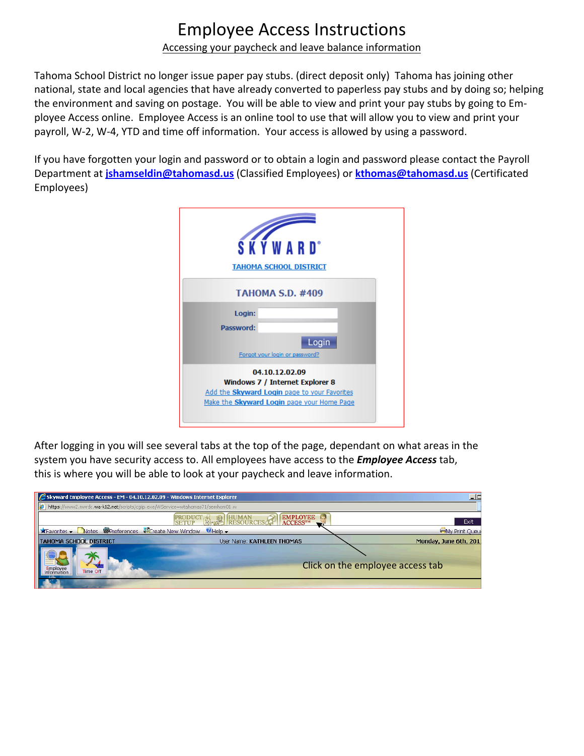# Employee Access Instructions

Accessing your paycheck and leave balance information

Tahoma School District no longer issue paper pay stubs. (direct deposit only) Tahoma has joining other national, state and local agencies that have already converted to paperless pay stubs and by doing so; helping the environment and saving on postage. You will be able to view and print your pay stubs by going to Employee Access online. Employee Access is an online tool to use that will allow you to view and print your payroll, W-2, W-4, YTD and time off information. Your access is allowed by using a password.

If you have forgotten your login and password or to obtain a login and password please contact the Payroll Department at **jshamseldin@tahomasd.us** (Classified Employees) or **kthomas@tahomasd.us** (Certificated Employees)

After logging in you will see several tabs at the top of the page, dependant on what areas in the system you have security access to. All employees have access to the ***Employee Access*** tab, this is where you will be able to look at your paycheck and leave information.

Click on the employee access tab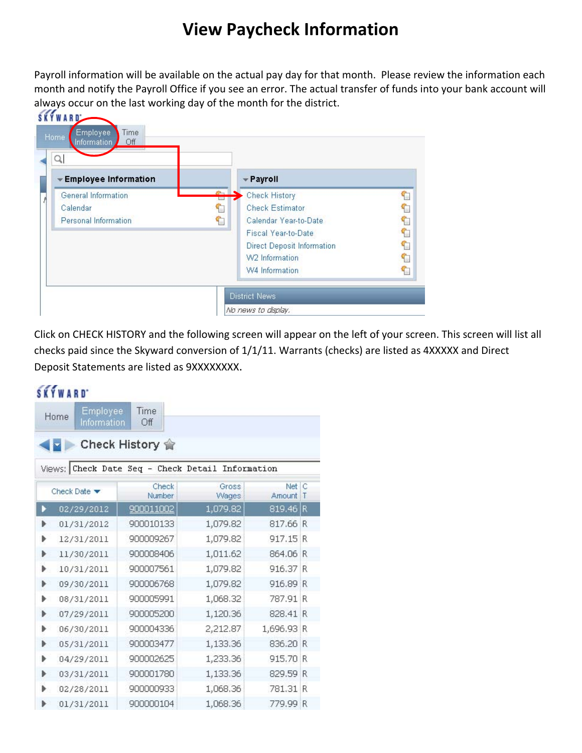# View Paycheck Information

Payroll information will be available on the actual pay day for that month. Please review the information each month and notify the Payroll Office if you see an error. The actual transfer of funds into your bank account will always occur on the last working day of the month for the district.

Click on CHECK HISTORY and the following screen will appear on the left of your screen. This screen will list all checks paid since the Skyward conversion of 1/1/11. Warrants (checks) are listed as 4XXXXX and Direct Deposit Statements are listed as 9XXXXXXXX.

| Check Date | Check Number | Gross Wages | Net Amount | CT |
|---|---|---|---|---|
| 02/29/2012 | 900011002 | 1,079.82 | 819.46 | R |
| 01/31/2012 | 900010133 | 1,079.82 | 817.66 | R |
| 12/31/2011 | 900009267 | 1,079.82 | 917.15 | R |
| 11/30/2011 | 900008406 | 1,011.62 | 864.06 | R |
| 10/31/2011 | 900007561 | 1,079.82 | 916.37 | R |
| 09/30/2011 | 900006768 | 1,079.82 | 916.89 | R |
| 08/31/2011 | 900005991 | 1,068.32 | 787.91 | R |
| 07/29/2011 | 900005200 | 1,120.36 | 828.41 | R |
| 06/30/2011 | 900004336 | 2,212.87 | 1,696.93 | R |
| 05/31/2011 | 900003477 | 1,133.36 | 836.20 | R |
| 04/29/2011 | 900002625 | 1,233.36 | 915.70 | R |
| 03/31/2011 | 900001780 | 1,133.36 | 829.59 | R |
| 02/28/2011 | 900000933 | 1,068.36 | 781.31 | R |
| 01/31/2011 | 900000104 | 1,068.36 | 779.99 | R |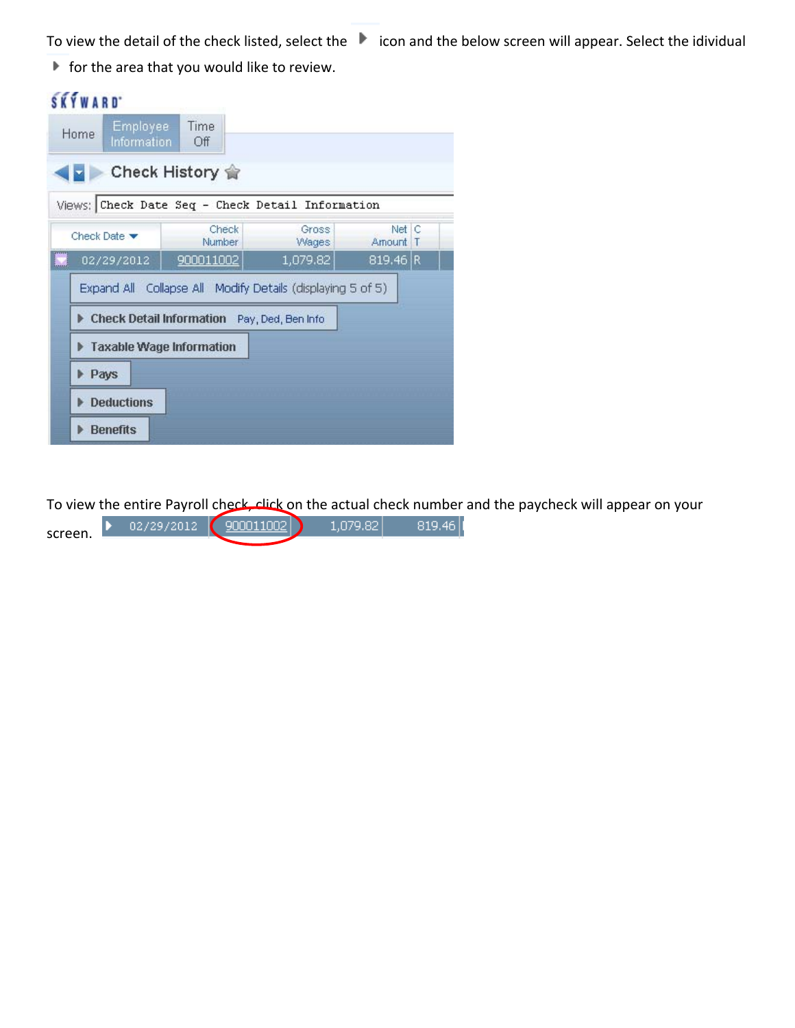To view the detail of the check listed, select the ▶ icon and the below screen will appear. Select the idividual ▶ for the area that you would like to review.

SKYWARD

Home | Employee Information | Time Off

Check History

Views: Check Date Seq - Check Detail Information

| Check Date | Check Number | Gross Wages | Net Amount | C T |
| --- | --- | --- | --- | --- |
| 02/29/2012 | 900011002 | 1,079.82 | 819.46 | R |

Expand All   Collapse All   Modify Details (displaying 5 of 5)

- ▶ Check Detail Information   Pay, Ded, Ben Info
- ▶ Taxable Wage Information
- ▶ Pays
- ▶ Deductions
- ▶ Benefits

To view the entire Payroll check, click on the actual check number and the paycheck will appear on your screen.

| ▶ 02/29/2012 | 900011002 | 1,079.82 | 819.46 |
| --- | --- | --- | --- |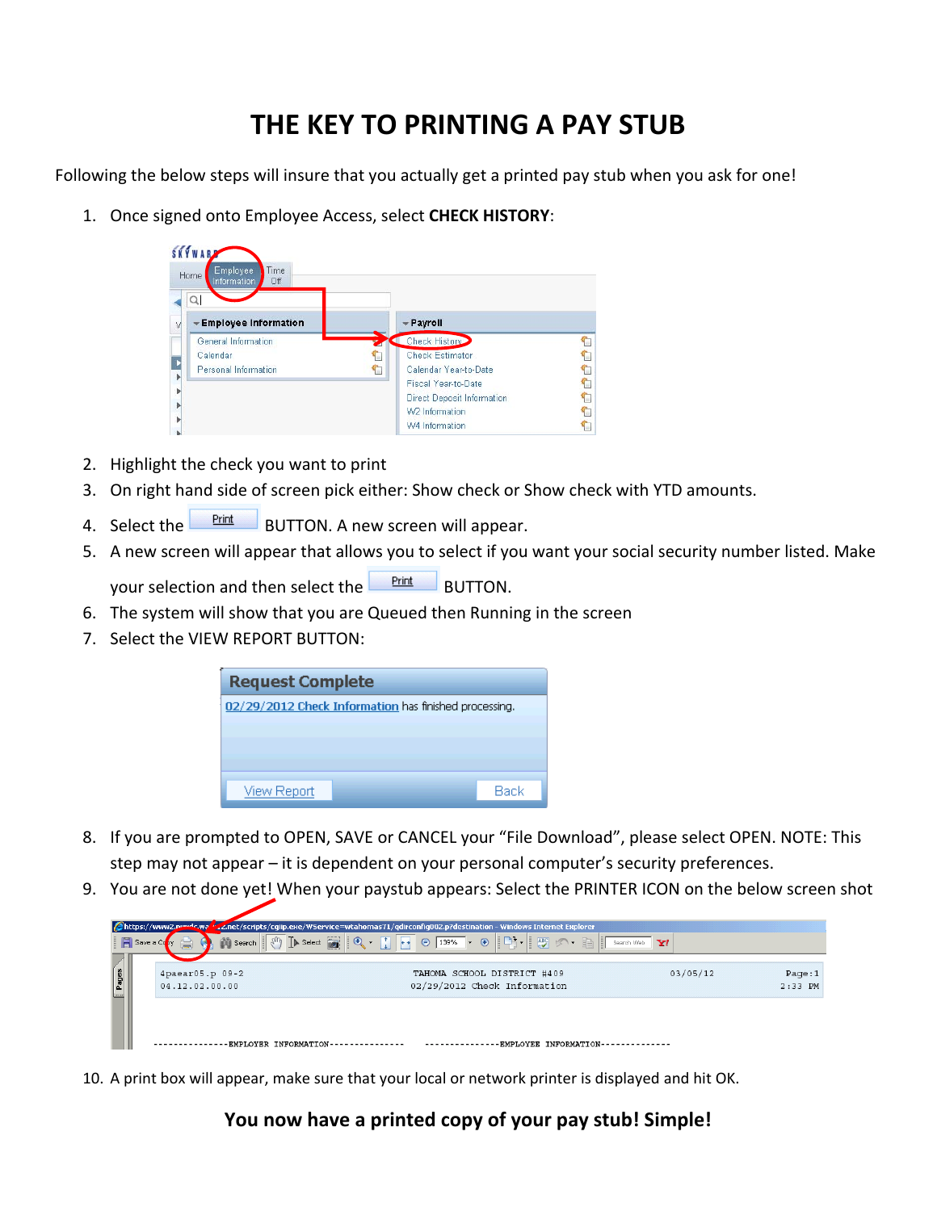# THE KEY TO PRINTING A PAY STUB

Following the below steps will insure that you actually get a printed pay stub when you ask for one!

1. Once signed onto Employee Access, select **CHECK HISTORY**:
2. Highlight the check you want to print
3. On right hand side of screen pick either: Show check or Show check with YTD amounts.
4. Select the Print BUTTON. A new screen will appear.
5. A new screen will appear that allows you to select if you want your social security number listed. Make your selection and then select the Print BUTTON.
6. The system will show that you are Queued then Running in the screen
7. Select the VIEW REPORT BUTTON:
8. If you are prompted to OPEN, SAVE or CANCEL your "File Download", please select OPEN. NOTE: This step may not appear – it is dependent on your personal computer's security preferences.
9. You are not done yet! When your paystub appears: Select the PRINTER ICON on the below screen shot
10. A print box will appear, make sure that your local or network printer is displayed and hit OK.

**You now have a printed copy of your pay stub! Simple!**